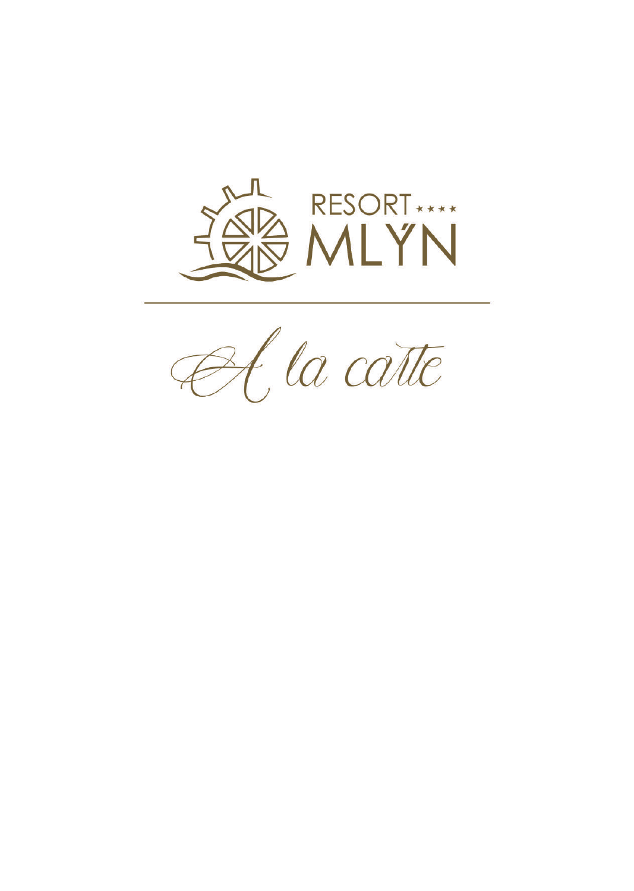# RESORT **** MLÝN

## A la carte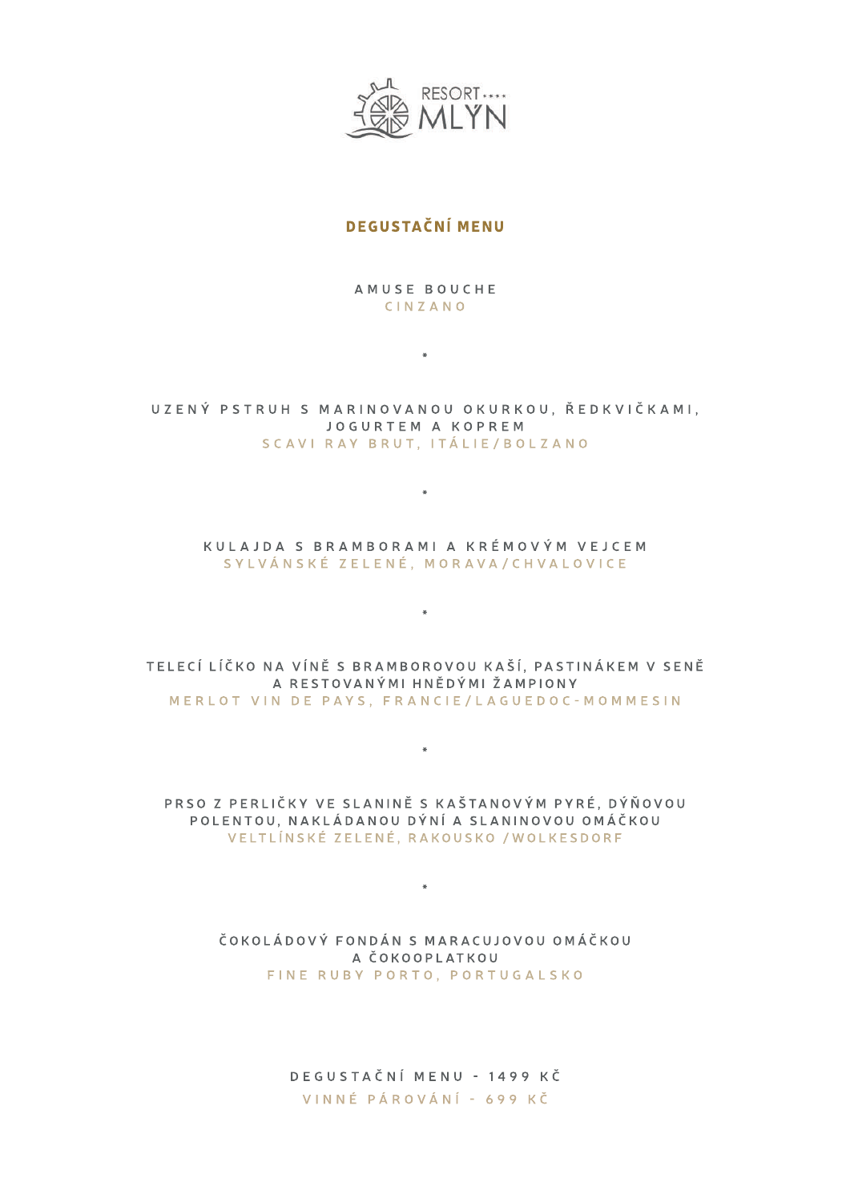RESORT **** MLÝN

## DEGUSTAČNÍ MENU

AMUSE BOUCHE
CINZANO

*

UZENÝ PSTRUH S MARINOVANOU OKURKOU, ŘEDKVIČKAMI, JOGURTEM A KOPREM
SCAVI RAY BRUT, ITÁLIE/BOLZANO

*

KULAJDA S BRAMBORAMI A KRÉMOVÝM VEJCEM
SYLVÁNSKÉ ZELENÉ, MORAVA/CHVALOVICE

*

TELECÍ LÍČKO NA VÍNĚ S BRAMBOROVOU KAŠÍ, PASTINÁKEM V SENĚ A RESTOVANÝMI HNĚDÝMI ŽAMPIONY
MERLOT VIN DE PAYS, FRANCIE/LAGUEDOC-MOMMESIN

*

PRSO Z PERLIČKY VE SLANINĚ S KAŠTANOVÝM PYRÉ, DÝŇOVOU POLENTOU, NAKLÁDANOU DÝNÍ A SLANINOVOU OMÁČKOU
VELTLÍNSKÉ ZELENÉ, RAKOUSKO /WOLKESDORF

*

ČOKOLÁDOVÝ FONDÁN S MARACUJOVOU OMÁČKOU A ČOKOOPLATKOU
FINE RUBY PORTO, PORTUGALSKO

DEGUSTAČNÍ MENU - 1499 KČ
VINNÉ PÁROVÁNÍ - 699 KČ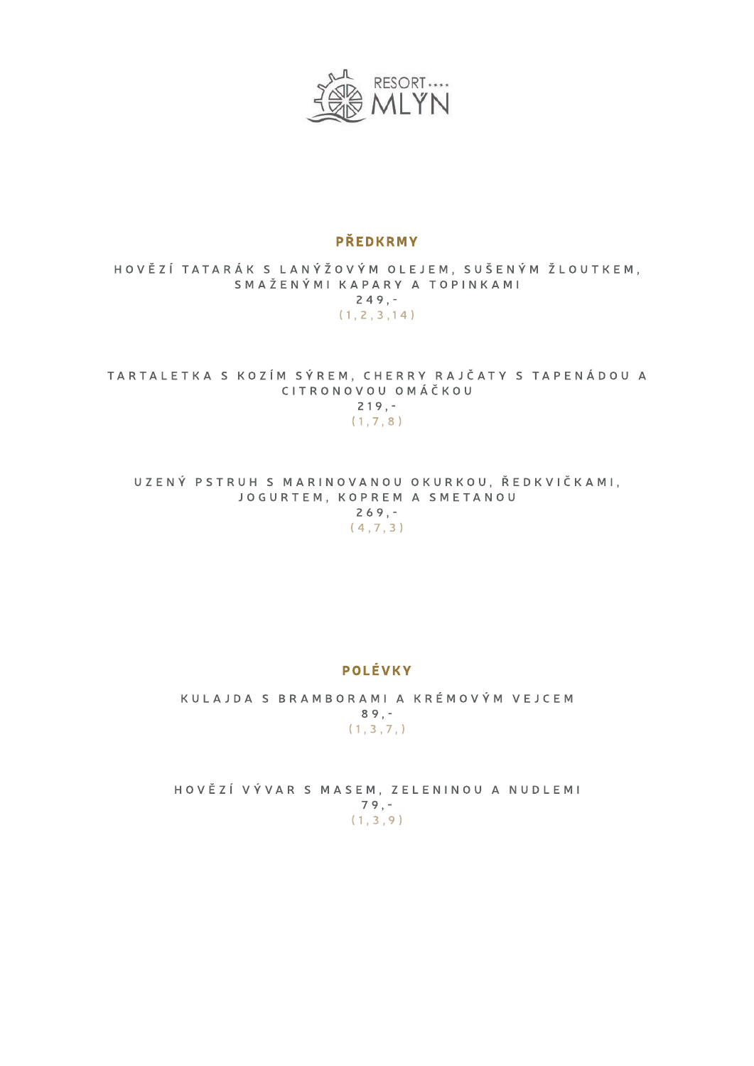RESORT MLÝN

## PŘEDKRMY

HOVĚZÍ TATARÁK S LANÝŽOVÝM OLEJEM, SUŠENÝM ŽLOUTKEM, SMAŽENÝMI KAPARY A TOPINKAMI
249,-
(1,2,3,14)

TARTALETKA S KOZÍM SÝREM, CHERRY RAJČATY S TAPENÁDOU A CITRONOVOU OMÁČKOU
219,-
(1,7,8)

UZENÝ PSTRUH S MARINOVANOU OKURKOU, ŘEDKVIČKAMI, JOGURTEM, KOPREM A SMETANOU
269,-
(4,7,3)

## POLÉVKY

KULAJDA S BRAMBORAMI A KRÉMOVÝM VEJCEM
89,-
(1,3,7,)

HOVĚZÍ VÝVAR S MASEM, ZELENINOU A NUDLEMI
79,-
(1,3,9)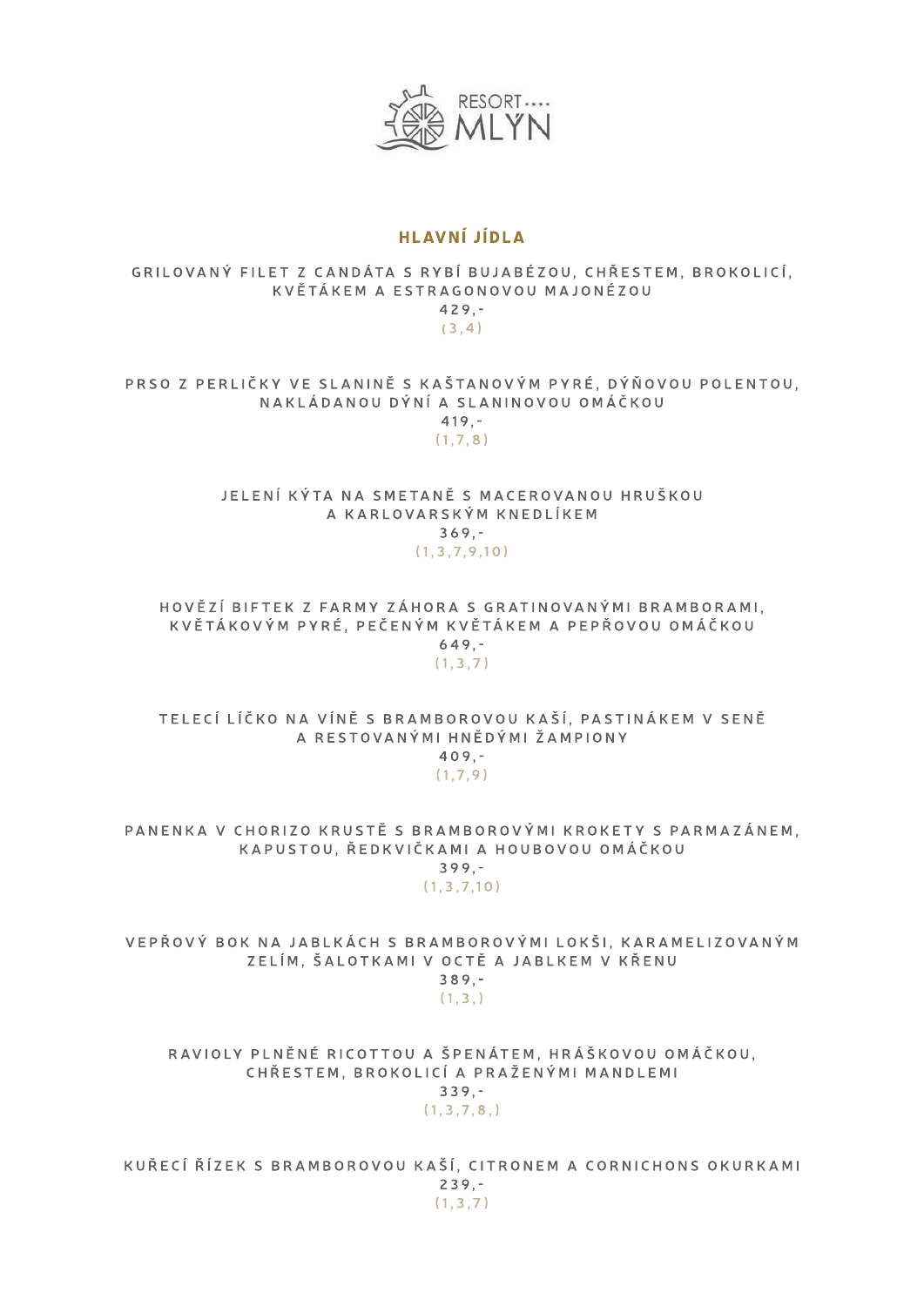RESORT MLÝN

## HLAVNÍ JÍDLA

GRILOVANÝ FILET Z CANDÁTA S RYBÍ BUJABÉZOU, CHŘESTEM, BROKOLICÍ, KVĚTÁKEM A ESTRAGONOVOU MAJONÉZOU
429,-
(3,4)

PRSO Z PERLIČKY VE SLANINĚ S KAŠTANOVÝM PYRÉ, DÝŇOVOU POLENTOU, NAKLÁDANOU DÝNÍ A SLANINOVOU OMÁČKOU
419,-
(1,7,8)

JELENÍ KÝTA NA SMETANĚ S MACEROVANOU HRUŠKOU A KARLOVARSKÝM KNEDLÍKEM
369,-
(1,3,7,9,10)

HOVĚZÍ BIFTEK Z FARMY ZÁHORA S GRATINOVANÝMI BRAMBORAMI, KVĚTÁKOVÝM PYRÉ, PEČENÝM KVĚTÁKEM A PEPŘOVOU OMÁČKOU
649,-
(1,3,7)

TELECÍ LÍČKO NA VÍNĚ S BRAMBOROVOU KAŠÍ, PASTINÁKEM V SENĚ A RESTOVANÝMI HNĚDÝMI ŽAMPIONY
409,-
(1,7,9)

PANENKA V CHORIZO KRUSTĚ S BRAMBOROVÝMI KROKETY S PARMAZÁNEM, KAPUSTOU, ŘEDKVIČKAMI A HOUBOVOU OMÁČKOU
399,-
(1,3,7,10)

VEPŘOVÝ BOK NA JABLKÁCH S BRAMBOROVÝMI LOKŠI, KARAMELIZOVANÝM ZELÍM, ŠALOTKAMI V OCTĚ A JABLKEM V KŘENU
389,-
(1,3,)

RAVIOLY PLNĚNÉ RICOTTOU A ŠPENÁTEM, HRÁŠKOVOU OMÁČKOU, CHŘESTEM, BROKOLICÍ A PRAŽENÝMI MANDLEMI
339,-
(1,3,7,8,)

KUŘECÍ ŘÍZEK S BRAMBOROVOU KAŠÍ, CITRONEM A CORNICHONS OKURKAMI
239,-
(1,3,7)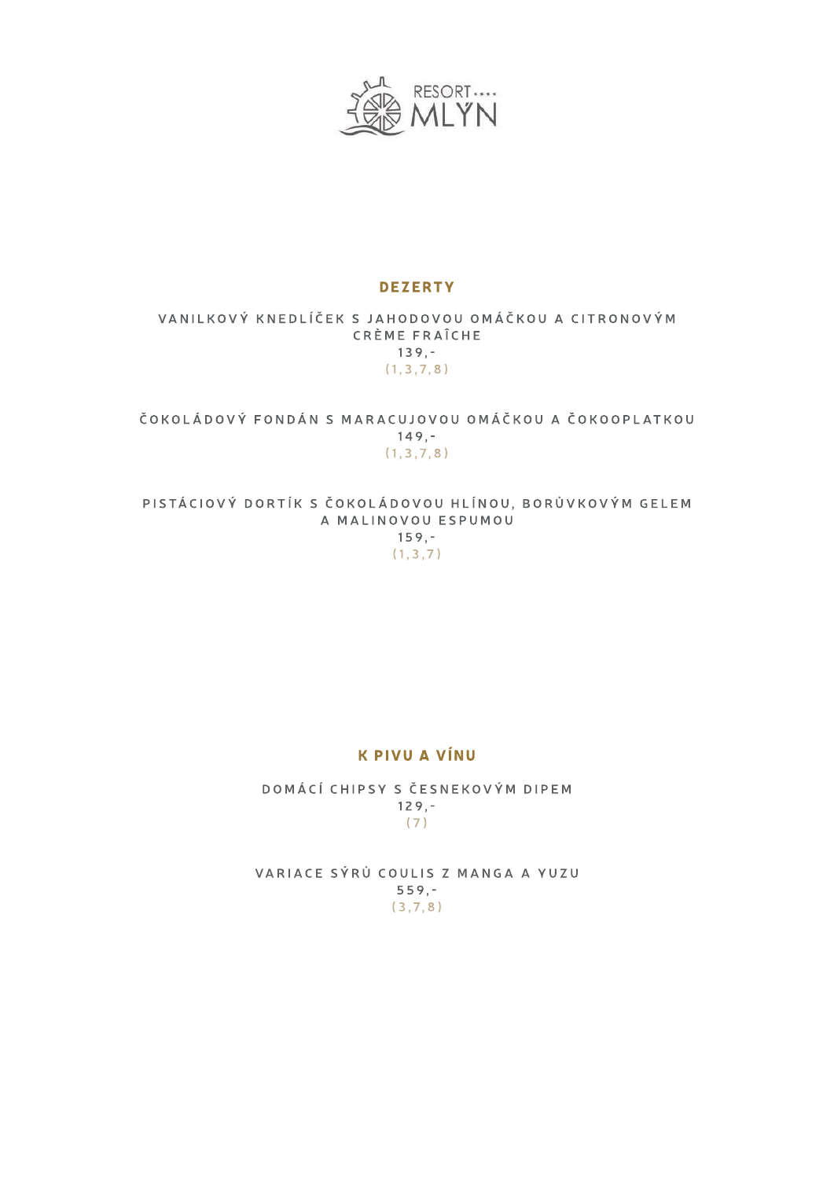## DEZERTY

VANILKOVÝ KNEDLÍČEK S JAHODOVOU OMÁČKOU A CITRONOVÝM CRÈME FRAÎCHE
139,-
(1,3,7,8)

ČOKOLÁDOVÝ FONDÁN S MARACUJOVOU OMÁČKOU A ČOKOOPLATKOU
149,-
(1,3,7,8)

PISTÁCIOVÝ DORTÍK S ČOKOLÁDOVOU HLÍNOU, BORŮVKOVÝM GELEM A MALINOVOU ESPUMOU
159,-
(1,3,7)

## K PIVU A VÍNU

DOMÁCÍ CHIPSY S ČESNEKOVÝM DIPEM
129,-
(7)

VARIACE SÝRŮ COULIS Z MANGA A YUZU
559,-
(3,7,8)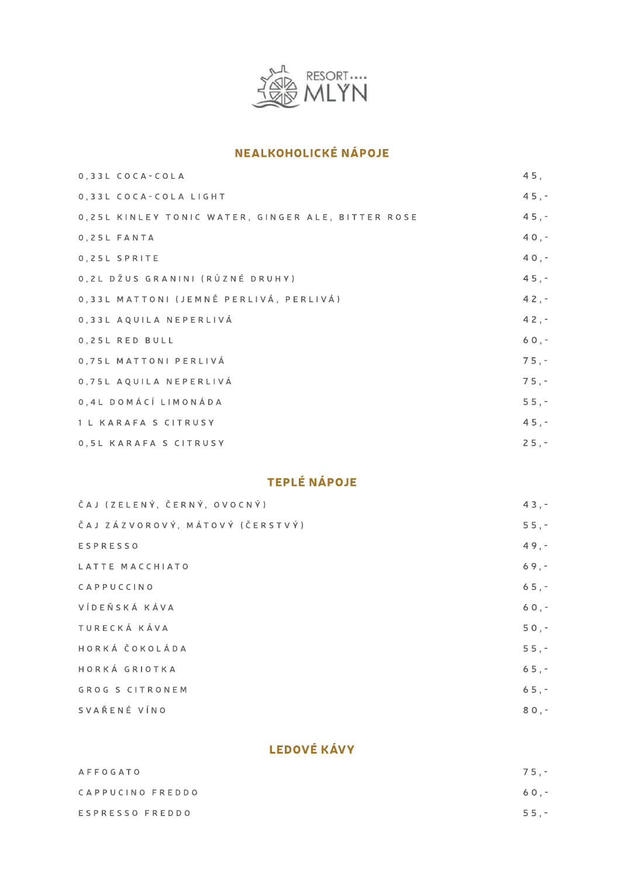RESORT MLÝN

## NEALKOHOLICKÉ NÁPOJE

| | |
|---|---|
| 0,33L COCA-COLA | 45, |
| 0,33L COCA-COLA LIGHT | 45,- |
| 0,25L KINLEY TONIC WATER, GINGER ALE, BITTER ROSE | 45,- |
| 0,25L FANTA | 40,- |
| 0,25L SPRITE | 40,- |
| 0,2L DŽUS GRANINI (RŮZNÉ DRUHY) | 45,- |
| 0,33L MATTONI (JEMNĚ PERLIVÁ, PERLIVÁ) | 42,- |
| 0,33L AQUILA NEPERLIVÁ | 42,- |
| 0,25L RED BULL | 60,- |
| 0,75L MATTONI PERLIVÁ | 75,- |
| 0,75L AQUILA NEPERLIVÁ | 75,- |
| 0,4L DOMÁCÍ LIMONÁDA | 55,- |
| 1 L KARAFA S CITRUSY | 45,- |
| 0,5L KARAFA S CITRUSY | 25,- |

## TEPLÉ NÁPOJE

| | |
|---|---|
| ČAJ (ZELENÝ, ČERNÝ, OVOCNÝ) | 43,- |
| ČAJ ZÁZVOROVÝ, MÁTOVÝ (ČERSTVÝ) | 55,- |
| ESPRESSO | 49,- |
| LATTE MACCHIATO | 69,- |
| CAPPUCCINO | 65,- |
| VÍDEŇSKÁ KÁVA | 60,- |
| TURECKÁ KÁVA | 50,- |
| HORKÁ ČOKOLÁDA | 55,- |
| HORKÁ GRIOTKA | 65,- |
| GROG S CITRONEM | 65,- |
| SVAŘENÉ VÍNO | 80,- |

## LEDOVÉ KÁVY

| | |
|---|---|
| AFFOGATO | 75,- |
| CAPPUCINO FREDDO | 60,- |
| ESPRESSO FREDDO | 55,- |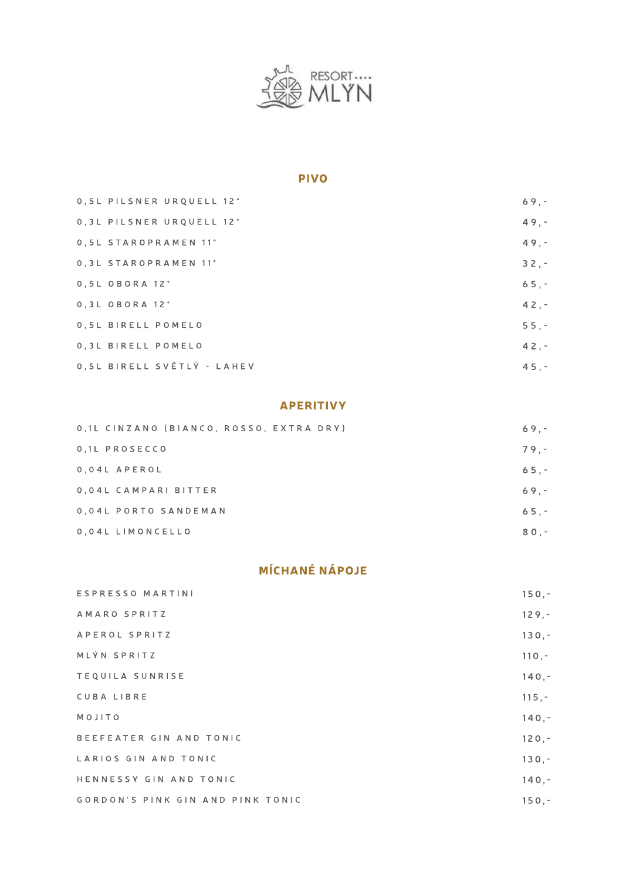RESORT MLÝN

## PIVO

| | |
|---|---|
| 0,5L PILSNER URQUELL 12° | 69,- |
| 0,3L PILSNER URQUELL 12° | 49,- |
| 0,5L STAROPRAMEN 11° | 49,- |
| 0,3L STAROPRAMEN 11° | 32,- |
| 0,5L OBORA 12° | 65,- |
| 0,3L OBORA 12° | 42,- |
| 0,5L BIRELL POMELO | 55,- |
| 0,3L BIRELL POMELO | 42,- |
| 0,5L BIRELL SVĚTLÝ - LAHEV | 45,- |

## APERITIVY

| | |
|---|---|
| 0,1L CINZANO (BIANCO, ROSSO, EXTRA DRY) | 69,- |
| 0,1L PROSECCO | 79,- |
| 0,04L APEROL | 65,- |
| 0,04L CAMPARI BITTER | 69,- |
| 0,04L PORTO SANDEMAN | 65,- |
| 0,04L LIMONCELLO | 80,- |

## MÍCHANÉ NÁPOJE

| | |
|---|---|
| ESPRESSO MARTINI | 150,- |
| AMARO SPRITZ | 129,- |
| APEROL SPRITZ | 130,- |
| MLÝN SPRITZ | 110,- |
| TEQUILA SUNRISE | 140,- |
| CUBA LIBRE | 115,- |
| MOJITO | 140,- |
| BEEFEATER GIN AND TONIC | 120,- |
| LARIOS GIN AND TONIC | 130,- |
| HENNESSY GIN AND TONIC | 140,- |
| GORDON'S PINK GIN AND PINK TONIC | 150,- |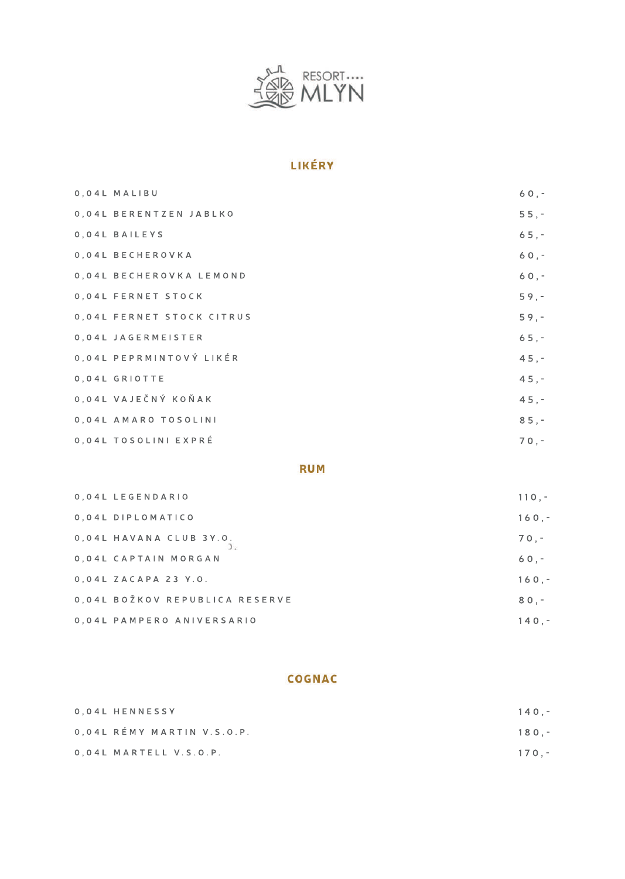RESORT MLÝN

## LIKÉRY

| | |
|---|---|
| 0,04L MALIBU | 60,- |
| 0,04L BERENTZEN JABLKO | 55,- |
| 0,04L BAILEYS | 65,- |
| 0,04L BECHEROVKA | 60,- |
| 0,04L BECHEROVKA LEMOND | 60,- |
| 0,04L FERNET STOCK | 59,- |
| 0,04L FERNET STOCK CITRUS | 59,- |
| 0,04L JAGERMEISTER | 65,- |
| 0,04L PEPRMINTOVÝ LIKÉR | 45,- |
| 0,04L GRIOTTE | 45,- |
| 0,04L VAJEČNÝ KOŇAK | 45,- |
| 0,04L AMARO TOSOLINI | 85,- |
| 0,04L TOSOLINI EXPRÉ | 70,- |

## RUM

| | |
|---|---|
| 0,04L LEGENDARIO | 110,- |
| 0,04L DIPLOMATICO | 160,- |
| 0,04L HAVANA CLUB 3Y.O. | 70,- |
| 0,04L CAPTAIN MORGAN | 60,- |
| 0,04L ZACAPA 23 Y.O. | 160,- |
| 0,04L BOŽKOV REPUBLICA RESERVE | 80,- |
| 0,04L PAMPERO ANIVERSARIO | 140,- |

## COGNAC

| | |
|---|---|
| 0,04L HENNESSY | 140,- |
| 0,04L RÉMY MARTIN V.S.O.P. | 180,- |
| 0,04L MARTELL V.S.O.P. | 170,- |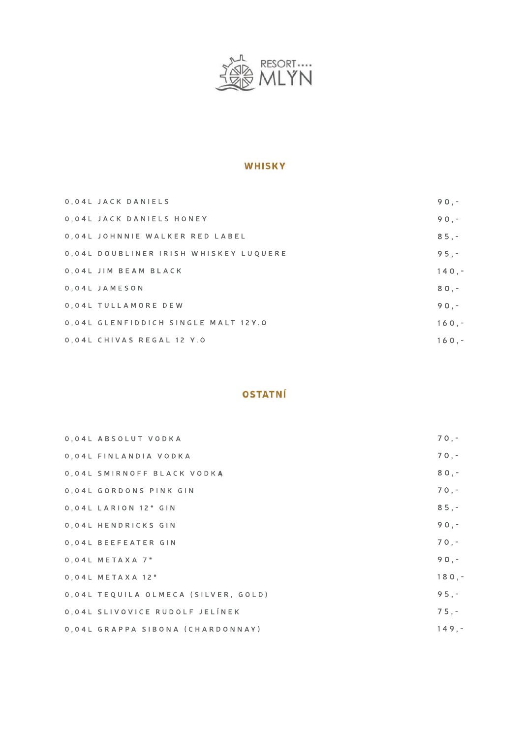RESORT MLÝN

## WHISKY

| | |
|---|---|
| 0,04L JACK DANIELS | 90,- |
| 0,04L JACK DANIELS HONEY | 90,- |
| 0,04L JOHNNIE WALKER RED LABEL | 85,- |
| 0,04L DOUBLINER IRISH WHISKEY LUQUERE | 95,- |
| 0,04L JIM BEAM BLACK | 140,- |
| 0,04L JAMESON | 80,- |
| 0,04L TULLAMORE DEW | 90,- |
| 0,04L GLENFIDDICH SINGLE MALT 12Y.O | 160,- |
| 0,04L CHIVAS REGAL 12 Y.O | 160,- |

## OSTATNÍ

| | |
|---|---|
| 0,04L ABSOLUT VODKA | 70,- |
| 0,04L FINLANDIA VODKA | 70,- |
| 0,04L SMIRNOFF BLACK VODKA | 80,- |
| 0,04L GORDONS PINK GIN | 70,- |
| 0,04L LARION 12* GIN | 85,- |
| 0,04L HENDRICKS GIN | 90,- |
| 0,04L BEEFEATER GIN | 70,- |
| 0,04L METAXA 7* | 90,- |
| 0,04L METAXA 12* | 180,- |
| 0,04L TEQUILA OLMECA (SILVER, GOLD) | 95,- |
| 0,04L SLIVOVICE RUDOLF JELÍNEK | 75,- |
| 0,04L GRAPPA SIBONA (CHARDONNAY) | 149,- |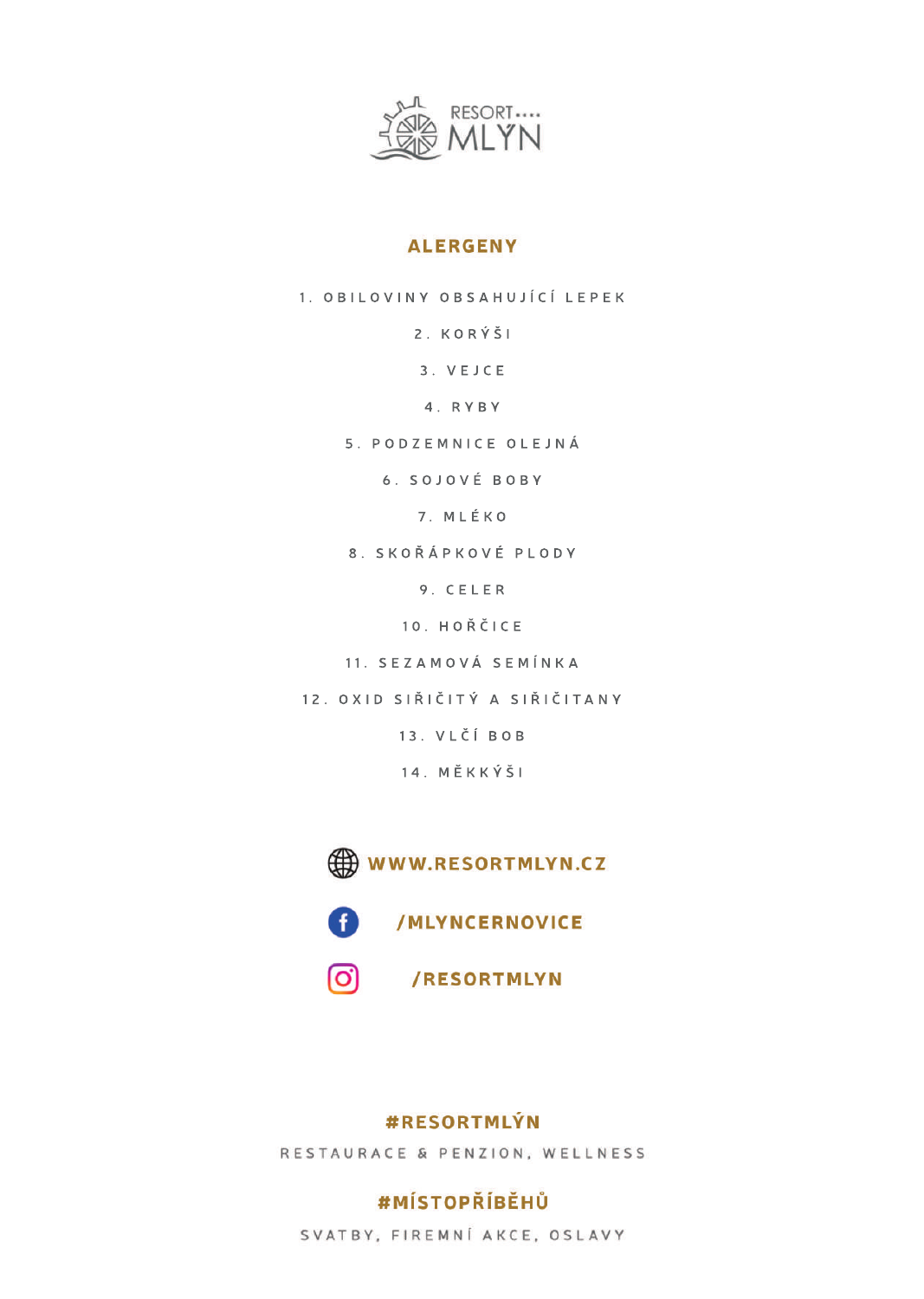RESORT MLÝN

## ALERGENY

1. OBILOVINY OBSAHUJÍCÍ LEPEK
2. KORÝŠI
3. VEJCE
4. RYBY
5. PODZEMNICE OLEJNÁ
6. SOJOVÉ BOBY
7. MLÉKO
8. SKOŘÁPKOVÉ PLODY
9. CELER
10. HOŘČICE
11. SEZAMOVÁ SEMÍNKA
12. OXID SIŘIČITÝ A SIŘIČITANY
13. VLČÍ BOB
14. MĚKKÝŠI

**WWW.RESORTMLYN.CZ**

**/MLYNCERNOVICE**

**/RESORTMLYN**

**#RESORTMLÝN**

RESTAURACE & PENZION, WELLNESS

**#MÍSTOPŘÍBĚHŮ**

SVATBY, FIREMNÍ AKCE, OSLAVY